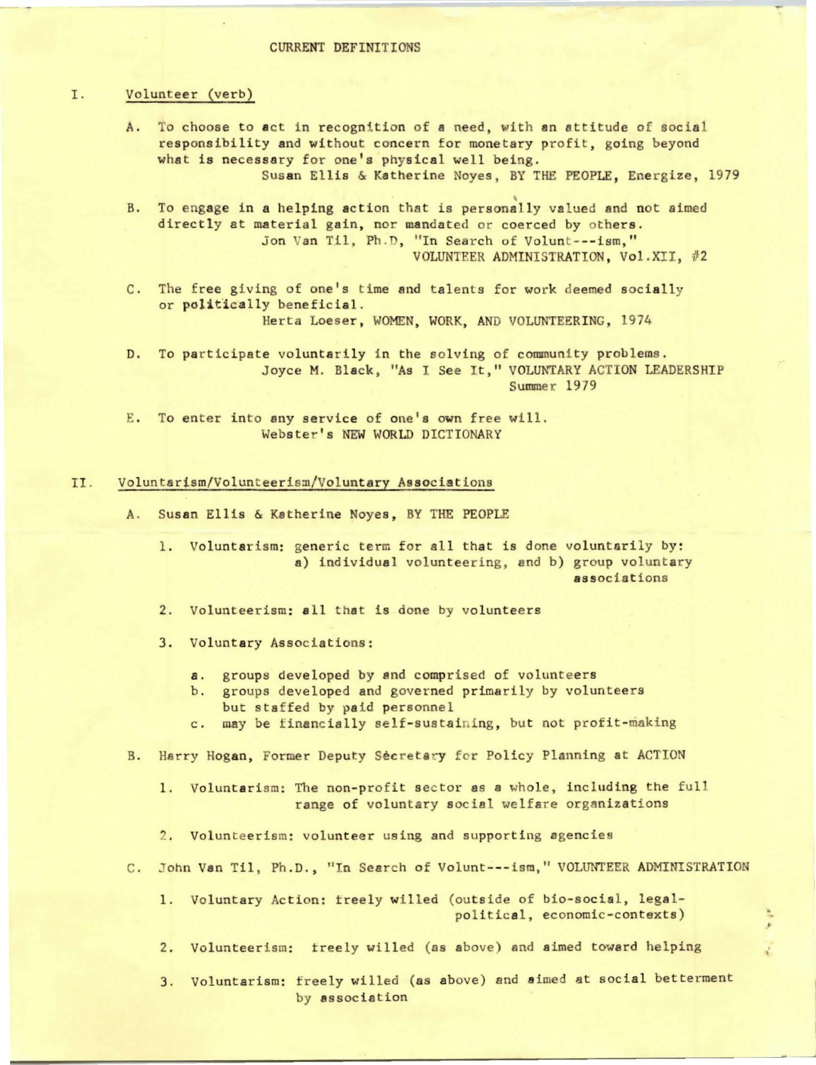# CURRENT DEFINITIONS

## I. Volunteer (verb)

A. To choose to act in recognition of a need, with an attitude of social responsibility and without concern for monetary profit, going beyond what is necessary for one's physical well being.
Susan Ellis & Katherine Noyes, BY THE PEOPLE, Energize, 1979

B. To engage in a helping action that is personally valued and not aimed directly at material gain, nor mandated or coerced by others.
Jon Van Til, Ph.D, "In Search of Volunt---ism," VOLUNTEER ADMINISTRATION, Vol.XII, #2

C. The free giving of one's time and talents for work deemed socially or politically beneficial.
Herta Loeser, WOMEN, WORK, AND VOLUNTEERING, 1974

D. To participate voluntarily in the solving of community problems.
Joyce M. Black, "As I See It," VOLUNTARY ACTION LEADERSHIP Summer 1979

E. To enter into any service of one's own free will.
Webster's NEW WORLD DICTIONARY

## II. Voluntarism/Volunteerism/Voluntary Associations

A. Susan Ellis & Katherine Noyes, BY THE PEOPLE

1. Voluntarism: generic term for all that is done voluntarily by: a) individual volunteering, and b) group voluntary associations

2. Volunteerism: all that is done by volunteers

3. Voluntary Associations:

   a. groups developed by and comprised of volunteers
   b. groups developed and governed primarily by volunteers but staffed by paid personnel
   c. may be financially self-sustaining, but not profit-making

B. Harry Hogan, Former Deputy Sècretary for Policy Planning at ACTION

1. Voluntarism: The non-profit sector as a whole, including the full range of voluntary social welfare organizations

2. Volunteerism: volunteer using and supporting agencies

C. John Van Til, Ph.D., "In Search of Volunt---ism," VOLUNTEER ADMINISTRATION

1. Voluntary Action: freely willed (outside of bio-social, legal-political, economic-contexts)

2. Volunteerism: freely willed (as above) and aimed toward helping

3. Voluntarism: freely willed (as above) and aimed at social betterment by association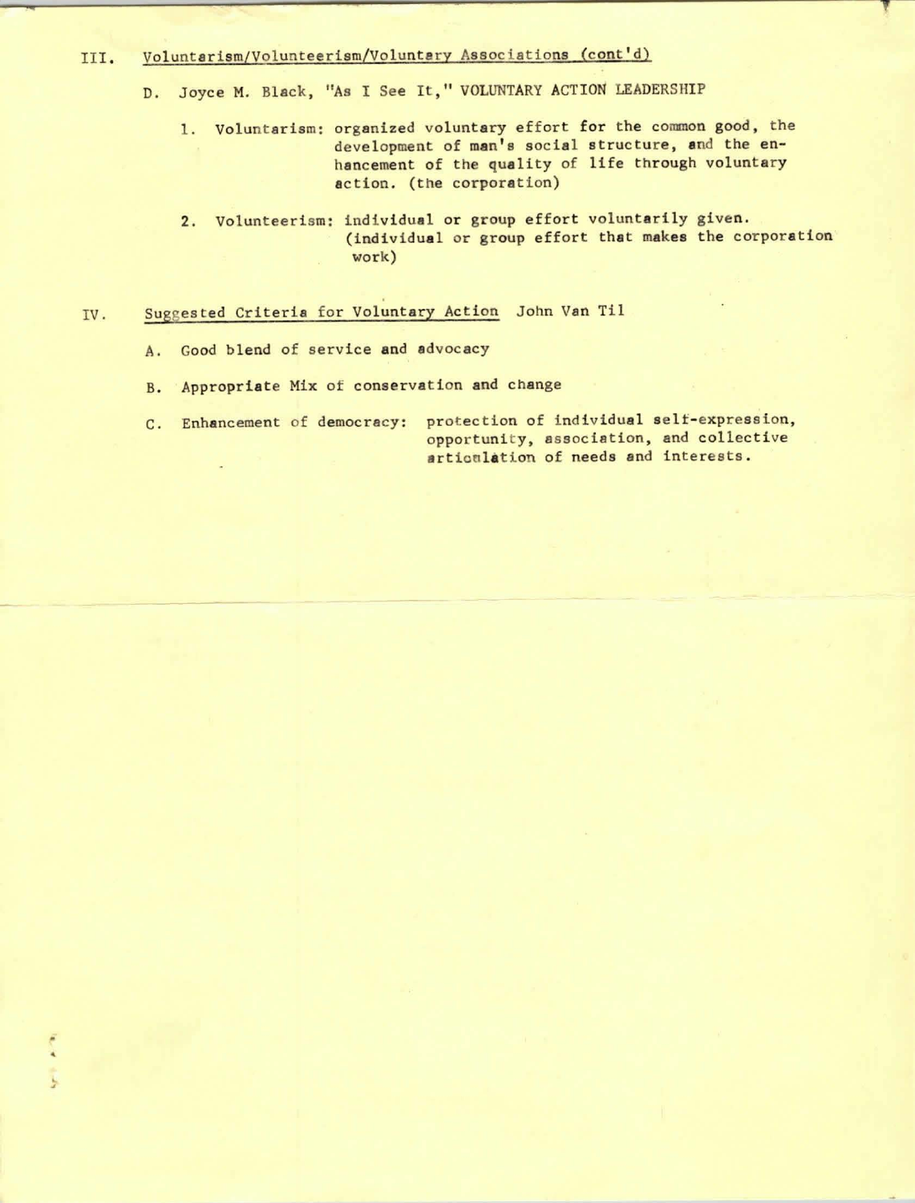III. Voluntarism/Volunteerism/Voluntary Associations (cont'd)

D. Joyce M. Black, "As I See It," VOLUNTARY ACTION LEADERSHIP

1. Voluntarism: organized voluntary effort for the common good, the development of man's social structure, and the enhancement of the quality of life through voluntary action. (the corporation)

2. Volunteerism: individual or group effort voluntarily given. (individual or group effort that makes the corporation work)

IV. Suggested Criteria for Voluntary Action John Van Til

A. Good blend of service and advocacy

B. Appropriate Mix of conservation and change

C. Enhancement of democracy: protection of individual self-expression, opportunity, association, and collective articulation of needs and interests.